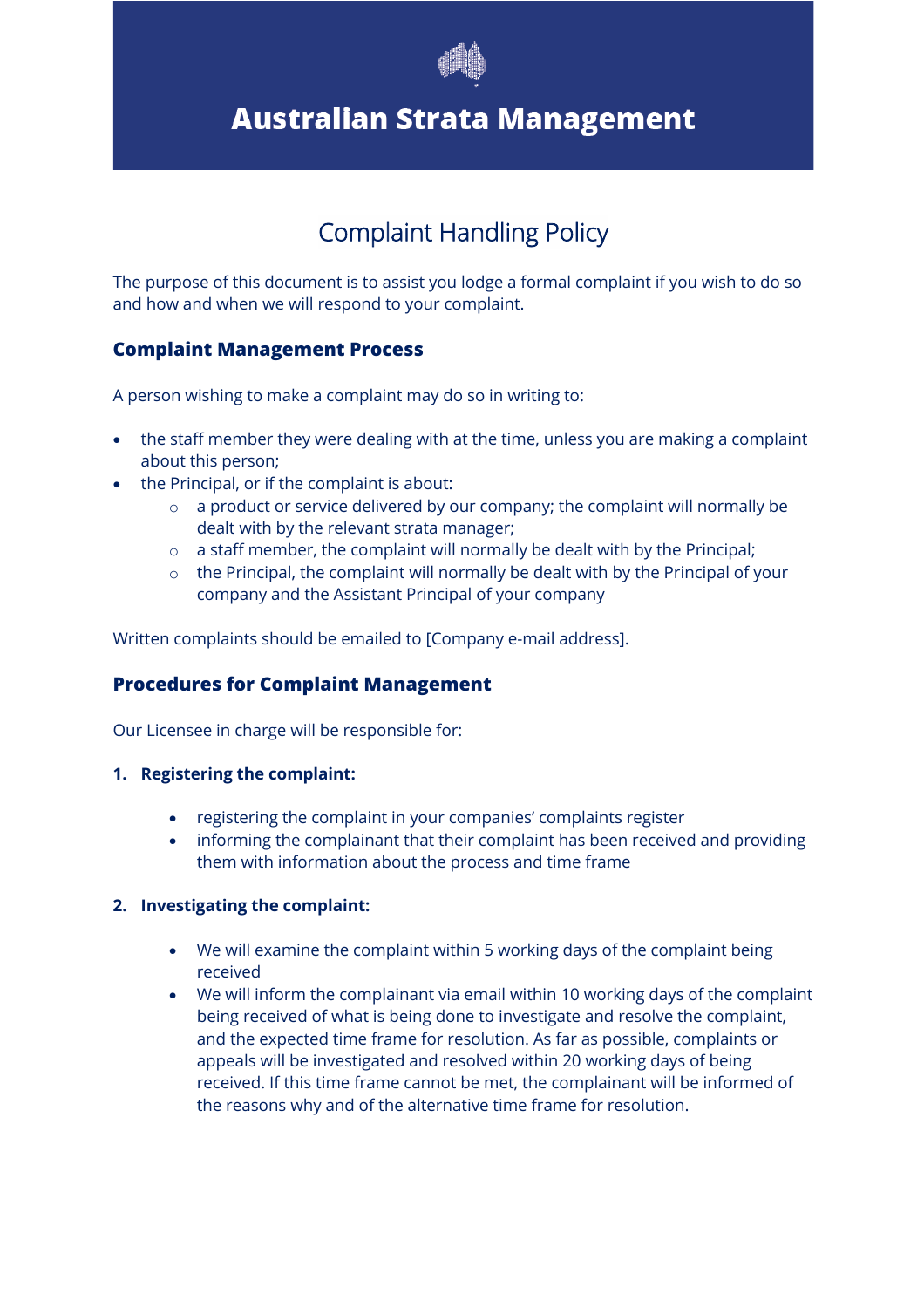# Australian Strata Management

## Complaint Handling Policy

The purpose of this document is to assist you lodge a formal complaint if you wish to do so and how and when we will respond to your complaint.

### Complaint Management Process

A person wishing to make a complaint may do so in writing to:

- the staff member they were dealing with at the time, unless you are making a complaint about this person;
- the Principal, or if the complaint is about:
  - a product or service delivered by our company; the complaint will normally be dealt with by the relevant strata manager;
  - a staff member, the complaint will normally be dealt with by the Principal;
  - the Principal, the complaint will normally be dealt with by the Principal of your company and the Assistant Principal of your company

Written complaints should be emailed to [Company e-mail address].

### Procedures for Complaint Management

Our Licensee in charge will be responsible for:

**1. Registering the complaint:**

- registering the complaint in your companies' complaints register
- informing the complainant that their complaint has been received and providing them with information about the process and time frame

**2. Investigating the complaint:**

- We will examine the complaint within 5 working days of the complaint being received
- We will inform the complainant via email within 10 working days of the complaint being received of what is being done to investigate and resolve the complaint, and the expected time frame for resolution. As far as possible, complaints or appeals will be investigated and resolved within 20 working days of being received. If this time frame cannot be met, the complainant will be informed of the reasons why and of the alternative time frame for resolution.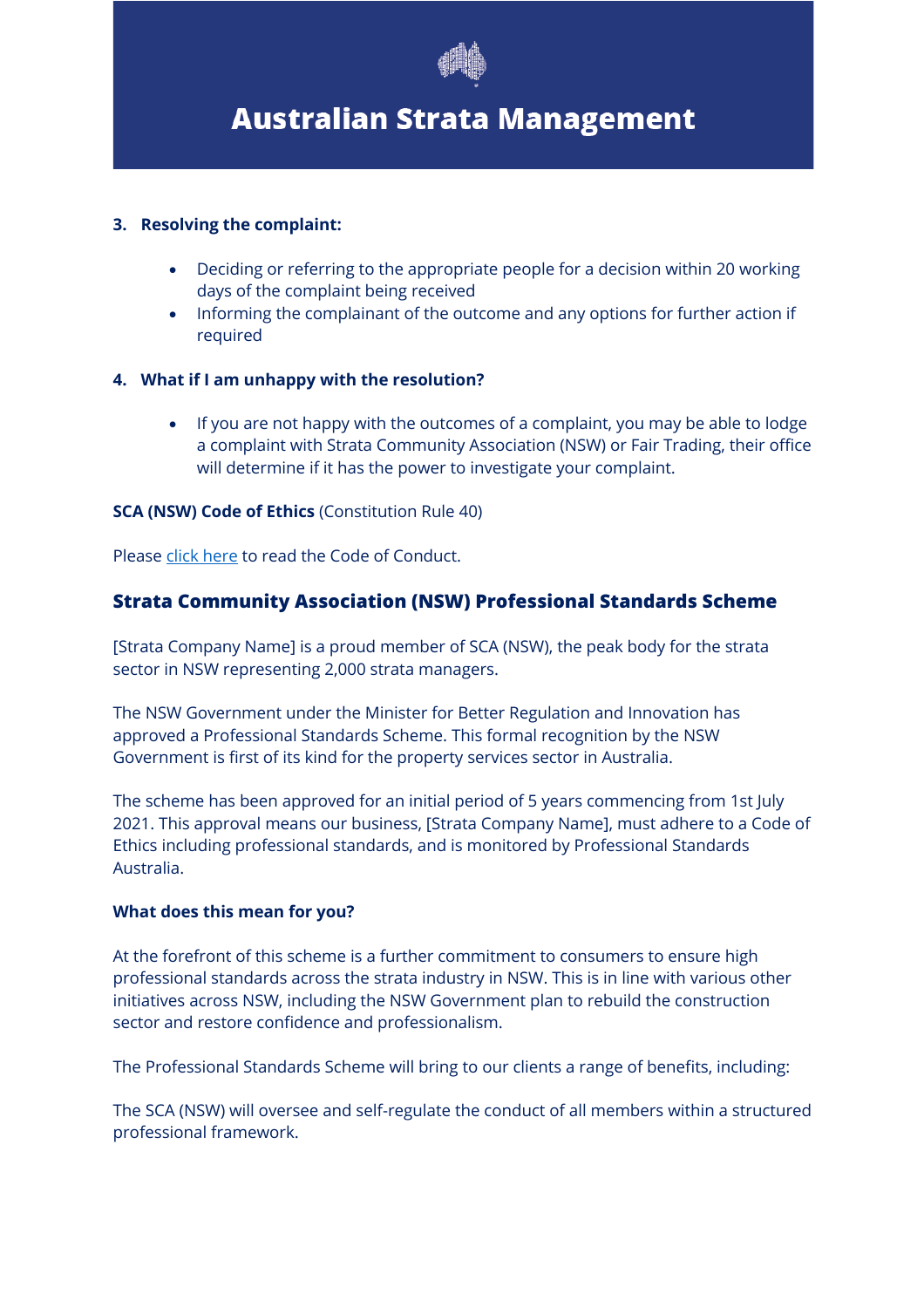**3. Resolving the complaint:**

- Deciding or referring to the appropriate people for a decision within 20 working days of the complaint being received
- Informing the complainant of the outcome and any options for further action if required

**4. What if I am unhappy with the resolution?**

- If you are not happy with the outcomes of a complaint, you may be able to lodge a complaint with Strata Community Association (NSW) or Fair Trading, their office will determine if it has the power to investigate your complaint.

**SCA (NSW) Code of Ethics** (Constitution Rule 40)

Please click here to read the Code of Conduct.

## Strata Community Association (NSW) Professional Standards Scheme

[Strata Company Name] is a proud member of SCA (NSW), the peak body for the strata sector in NSW representing 2,000 strata managers.

The NSW Government under the Minister for Better Regulation and Innovation has approved a Professional Standards Scheme. This formal recognition by the NSW Government is first of its kind for the property services sector in Australia.

The scheme has been approved for an initial period of 5 years commencing from 1st July 2021. This approval means our business, [Strata Company Name], must adhere to a Code of Ethics including professional standards, and is monitored by Professional Standards Australia.

**What does this mean for you?**

At the forefront of this scheme is a further commitment to consumers to ensure high professional standards across the strata industry in NSW. This is in line with various other initiatives across NSW, including the NSW Government plan to rebuild the construction sector and restore confidence and professionalism.

The Professional Standards Scheme will bring to our clients a range of benefits, including:

The SCA (NSW) will oversee and self-regulate the conduct of all members within a structured professional framework.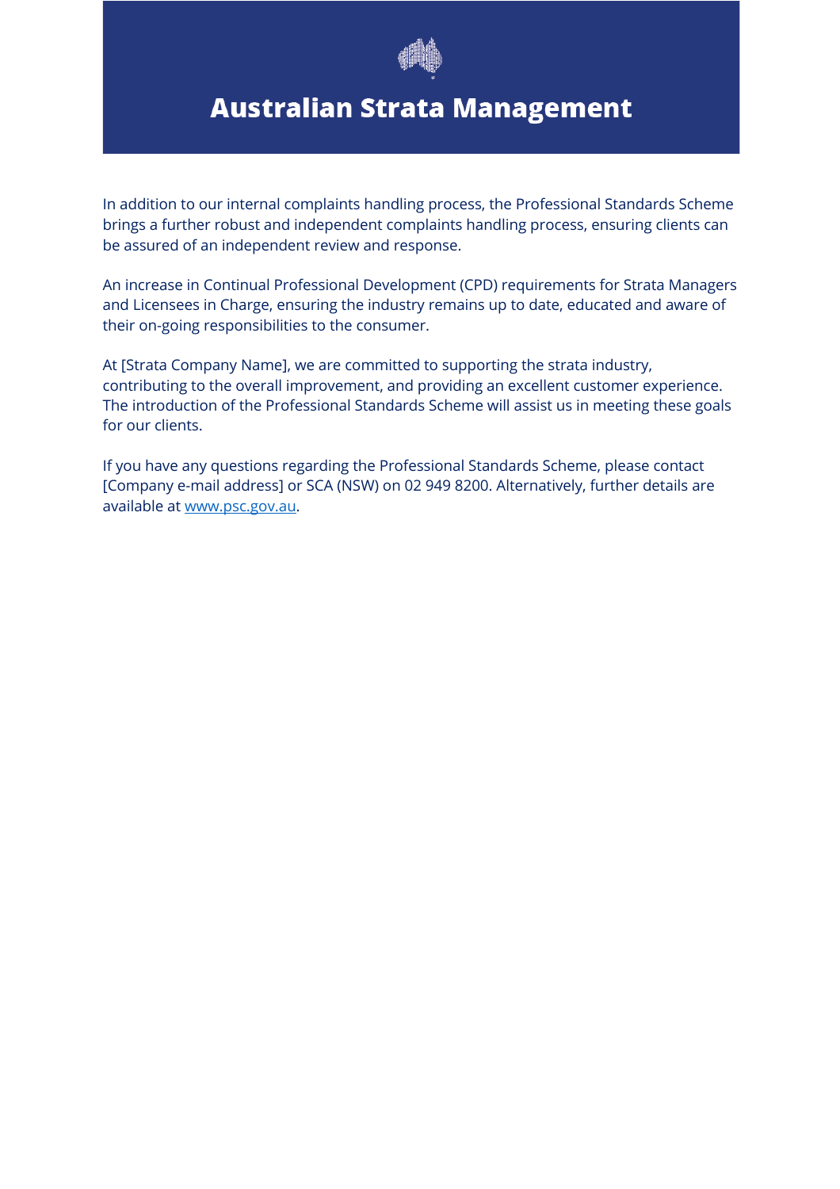# Australian Strata Management

In addition to our internal complaints handling process, the Professional Standards Scheme brings a further robust and independent complaints handling process, ensuring clients can be assured of an independent review and response.

An increase in Continual Professional Development (CPD) requirements for Strata Managers and Licensees in Charge, ensuring the industry remains up to date, educated and aware of their on-going responsibilities to the consumer.

At [Strata Company Name], we are committed to supporting the strata industry, contributing to the overall improvement, and providing an excellent customer experience. The introduction of the Professional Standards Scheme will assist us in meeting these goals for our clients.

If you have any questions regarding the Professional Standards Scheme, please contact [Company e-mail address] or SCA (NSW) on 02 949 8200. Alternatively, further details are available at [www.psc.gov.au](http://www.psc.gov.au).